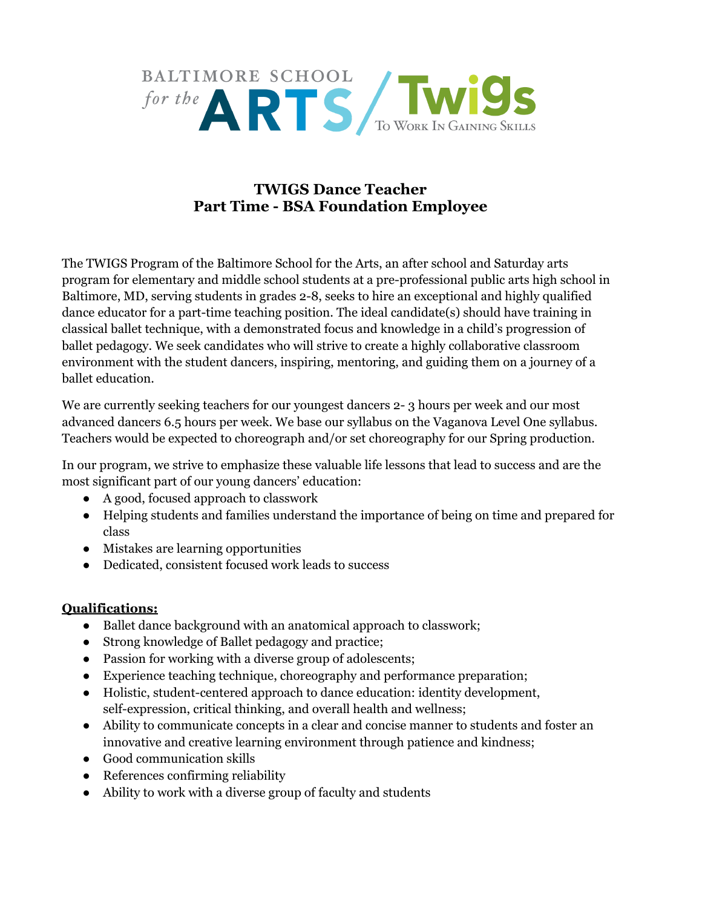BALTIMORE SCHOOL *for the* ARTS / Twigs To Work In Gaining Skills

# TWIGS Dance Teacher
## Part Time - BSA Foundation Employee

The TWIGS Program of the Baltimore School for the Arts, an after school and Saturday arts program for elementary and middle school students at a pre-professional public arts high school in Baltimore, MD, serving students in grades 2-8, seeks to hire an exceptional and highly qualified dance educator for a part-time teaching position. The ideal candidate(s) should have training in classical ballet technique, with a demonstrated focus and knowledge in a child's progression of ballet pedagogy. We seek candidates who will strive to create a highly collaborative classroom environment with the student dancers, inspiring, mentoring, and guiding them on a journey of a ballet education.

We are currently seeking teachers for our youngest dancers 2- 3 hours per week and our most advanced dancers 6.5 hours per week. We base our syllabus on the Vaganova Level One syllabus. Teachers would be expected to choreograph and/or set choreography for our Spring production.

In our program, we strive to emphasize these valuable life lessons that lead to success and are the most significant part of our young dancers' education:

- A good, focused approach to classwork
- Helping students and families understand the importance of being on time and prepared for class
- Mistakes are learning opportunities
- Dedicated, consistent focused work leads to success

**Qualifications:**

- Ballet dance background with an anatomical approach to classwork;
- Strong knowledge of Ballet pedagogy and practice;
- Passion for working with a diverse group of adolescents;
- Experience teaching technique, choreography and performance preparation;
- Holistic, student-centered approach to dance education: identity development, self-expression, critical thinking, and overall health and wellness;
- Ability to communicate concepts in a clear and concise manner to students and foster an innovative and creative learning environment through patience and kindness;
- Good communication skills
- References confirming reliability
- Ability to work with a diverse group of faculty and students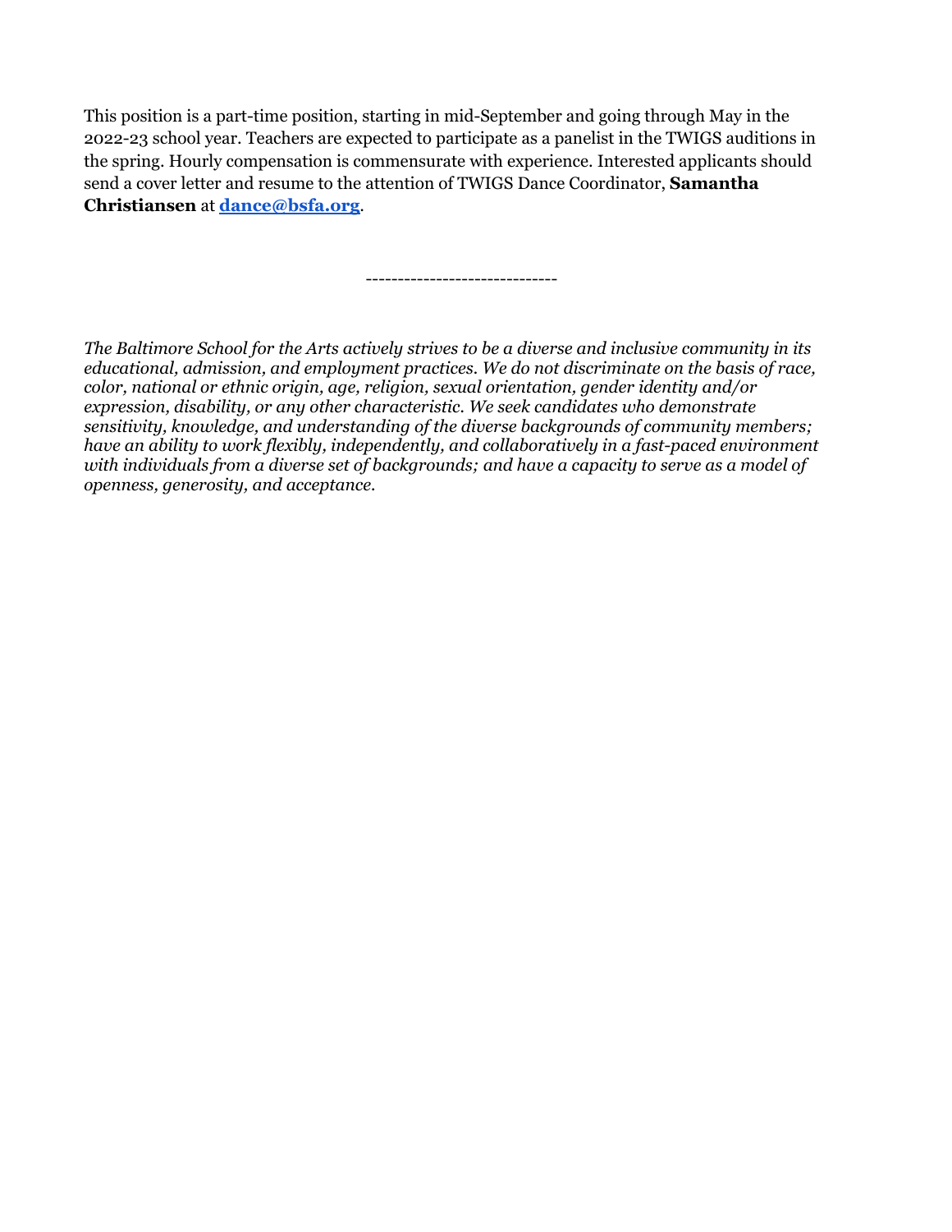This position is a part-time position, starting in mid-September and going through May in the 2022-23 school year. Teachers are expected to participate as a panelist in the TWIGS auditions in the spring. Hourly compensation is commensurate with experience. Interested applicants should send a cover letter and resume to the attention of TWIGS Dance Coordinator, **Samantha Christiansen** at **[dance@bsfa.org](mailto:dance@bsfa.org)**.

-----------------------------

*The Baltimore School for the Arts actively strives to be a diverse and inclusive community in its educational, admission, and employment practices. We do not discriminate on the basis of race, color, national or ethnic origin, age, religion, sexual orientation, gender identity and/or expression, disability, or any other characteristic. We seek candidates who demonstrate sensitivity, knowledge, and understanding of the diverse backgrounds of community members; have an ability to work flexibly, independently, and collaboratively in a fast-paced environment with individuals from a diverse set of backgrounds; and have a capacity to serve as a model of openness, generosity, and acceptance.*